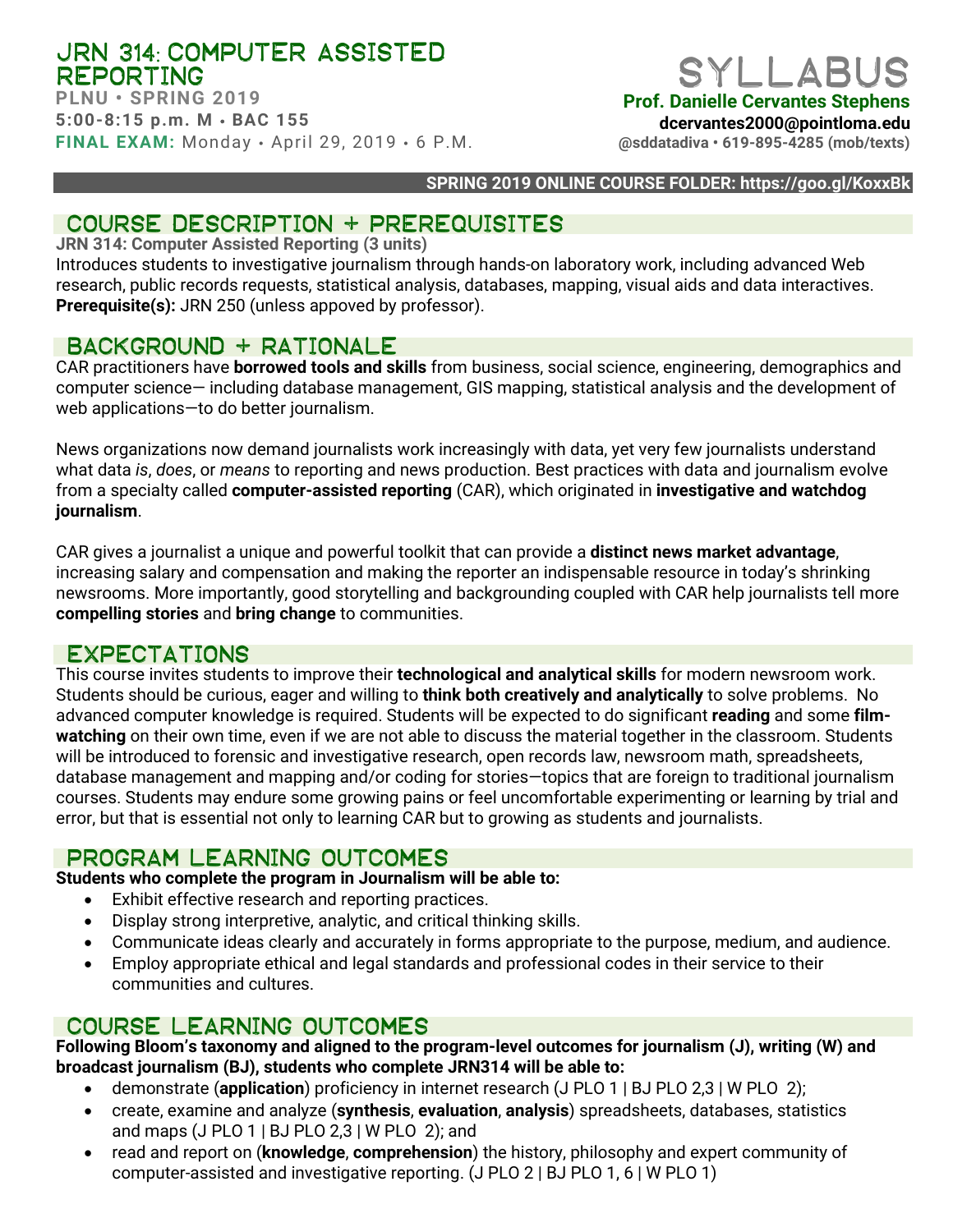# JRN 314: Computer Assisted Reporting

**PLNU • SPRING 2019**
**5:00-8:15 p.m. M • BAC 155**
**FINAL EXAM:** Monday • April 29, 2019 • 6 P.M.

# SYLLABUS

**Prof. Danielle Cervantes Stephens**
**dcervantes2000@pointloma.edu**
**@sddatadiva • 619-895-4285 (mob/texts)**

**SPRING 2019 ONLINE COURSE FOLDER: https://goo.gl/KoxxBk**

## COURSE DESCRIPTION + PREREQUISITES

**JRN 314: Computer Assisted Reporting (3 units)**
Introduces students to investigative journalism through hands-on laboratory work, including advanced Web research, public records requests, statistical analysis, databases, mapping, visual aids and data interactives.
**Prerequisite(s):** JRN 250 (unless appoved by professor).

## BACKGROUND + RATIONALE

CAR practitioners have **borrowed tools and skills** from business, social science, engineering, demographics and computer science— including database management, GIS mapping, statistical analysis and the development of web applications—to do better journalism.

News organizations now demand journalists work increasingly with data, yet very few journalists understand what data *is*, *does*, or *means* to reporting and news production. Best practices with data and journalism evolve from a specialty called **computer-assisted reporting** (CAR), which originated in **investigative and watchdog journalism**.

CAR gives a journalist a unique and powerful toolkit that can provide a **distinct news market advantage**, increasing salary and compensation and making the reporter an indispensable resource in today's shrinking newsrooms. More importantly, good storytelling and backgrounding coupled with CAR help journalists tell more **compelling stories** and **bring change** to communities.

## EXPECTATIONS

This course invites students to improve their **technological and analytical skills** for modern newsroom work. Students should be curious, eager and willing to **think both creatively and analytically** to solve problems. No advanced computer knowledge is required. Students will be expected to do significant **reading** and some **film-watching** on their own time, even if we are not able to discuss the material together in the classroom. Students will be introduced to forensic and investigative research, open records law, newsroom math, spreadsheets, database management and mapping and/or coding for stories—topics that are foreign to traditional journalism courses. Students may endure some growing pains or feel uncomfortable experimenting or learning by trial and error, but that is essential not only to learning CAR but to growing as students and journalists.

## PROGRAM LEARNING OUTCOMES

**Students who complete the program in Journalism will be able to:**

- Exhibit effective research and reporting practices.
- Display strong interpretive, analytic, and critical thinking skills.
- Communicate ideas clearly and accurately in forms appropriate to the purpose, medium, and audience.
- Employ appropriate ethical and legal standards and professional codes in their service to their communities and cultures.

## COURSE LEARNING OUTCOMES

**Following Bloom's taxonomy and aligned to the program-level outcomes for journalism (J), writing (W) and broadcast journalism (BJ), students who complete JRN314 will be able to:**

- demonstrate (**application**) proficiency in internet research (J PLO 1 | BJ PLO 2,3 | W PLO 2);
- create, examine and analyze (**synthesis**, **evaluation**, **analysis**) spreadsheets, databases, statistics and maps (J PLO 1 | BJ PLO 2,3 | W PLO 2); and
- read and report on (**knowledge**, **comprehension**) the history, philosophy and expert community of computer-assisted and investigative reporting. (J PLO 2 | BJ PLO 1, 6 | W PLO 1)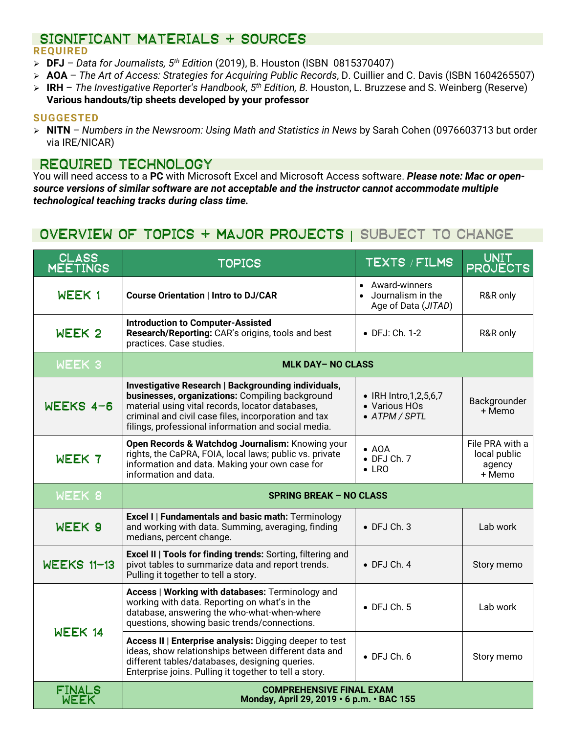## SIGNIFICANT MATERIALS + SOURCES

### REQUIRED

- **DFJ** – *Data for Journalists, 5th Edition* (2019), B. Houston (ISBN 0815370407)
- **AOA** – *The Art of Access: Strategies for Acquiring Public Records*, D. Cuillier and C. Davis (ISBN 1604265507)
- **IRH** – *The Investigative Reporter's Handbook, 5th Edition, B.* Houston, L. Bruzzese and S. Weinberg (Reserve)
  **Various handouts/tip sheets developed by your professor**

### SUGGESTED

- **NITN** – *Numbers in the Newsroom: Using Math and Statistics in News* by Sarah Cohen (0976603713 but order via IRE/NICAR)

## REQUIRED TECHNOLOGY

You will need access to a **PC** with Microsoft Excel and Microsoft Access software. ***Please note: Mac or open-source versions of similar software are not acceptable and the instructor cannot accommodate multiple technological teaching tracks during class time.***

## OVERVIEW OF TOPICS + MAJOR PROJECTS | SUBJECT TO CHANGE

| CLASS MEETINGS | TOPICS | TEXTS / FILMS | UNIT PROJECTS |
|---|---|---|---|
| WEEK 1 | **Course Orientation \| Intro to DJ/CAR** | • Award-winners<br>• Journalism in the Age of Data (*JITAD*) | R&R only |
| WEEK 2 | **Introduction to Computer-Assisted Research/Reporting:** CAR's origins, tools and best practices. Case studies. | • DFJ: Ch. 1-2 | R&R only |
| WEEK 3 | **MLK DAY– NO CLASS** | | |
| WEEKS 4-6 | **Investigative Research \| Backgrounding individuals, businesses, organizations:** Compiling background material using vital records, locator databases, criminal and civil case files, incorporation and tax filings, professional information and social media. | • IRH Intro,1,2,5,6,7<br>• Various HOs<br>• *ATPM / SPTL* | Backgrounder + Memo |
| WEEK 7 | **Open Records & Watchdog Journalism:** Knowing your rights, the CaPRA, FOIA, local laws; public vs. private information and data. Making your own case for information and data. | • AOA<br>• DFJ Ch. 7<br>• LRO | File PRA with a local public agency + Memo |
| WEEK 8 | **SPRING BREAK – NO CLASS** | | |
| WEEK 9 | **Excel I \| Fundamentals and basic math:** Terminology and working with data. Summing, averaging, finding medians, percent change. | • DFJ Ch. 3 | Lab work |
| WEEKS 11-13 | **Excel II \| Tools for finding trends:** Sorting, filtering and pivot tables to summarize data and report trends. Pulling it together to tell a story. | • DFJ Ch. 4 | Story memo |
| WEEK 14 | **Access \| Working with databases:** Terminology and working with data. Reporting on what's in the database, answering the who-what-when-where questions, showing basic trends/connections. | • DFJ Ch. 5 | Lab work |
| | **Access II \| Enterprise analysis:** Digging deeper to test ideas, show relationships between different data and different tables/databases, designing queries. Enterprise joins. Pulling it together to tell a story. | • DFJ Ch. 6 | Story memo |
| FINALS WEEK | **COMPREHENSIVE FINAL EXAM**<br>**Monday, April 29, 2019 • 6 p.m. • BAC 155** | | |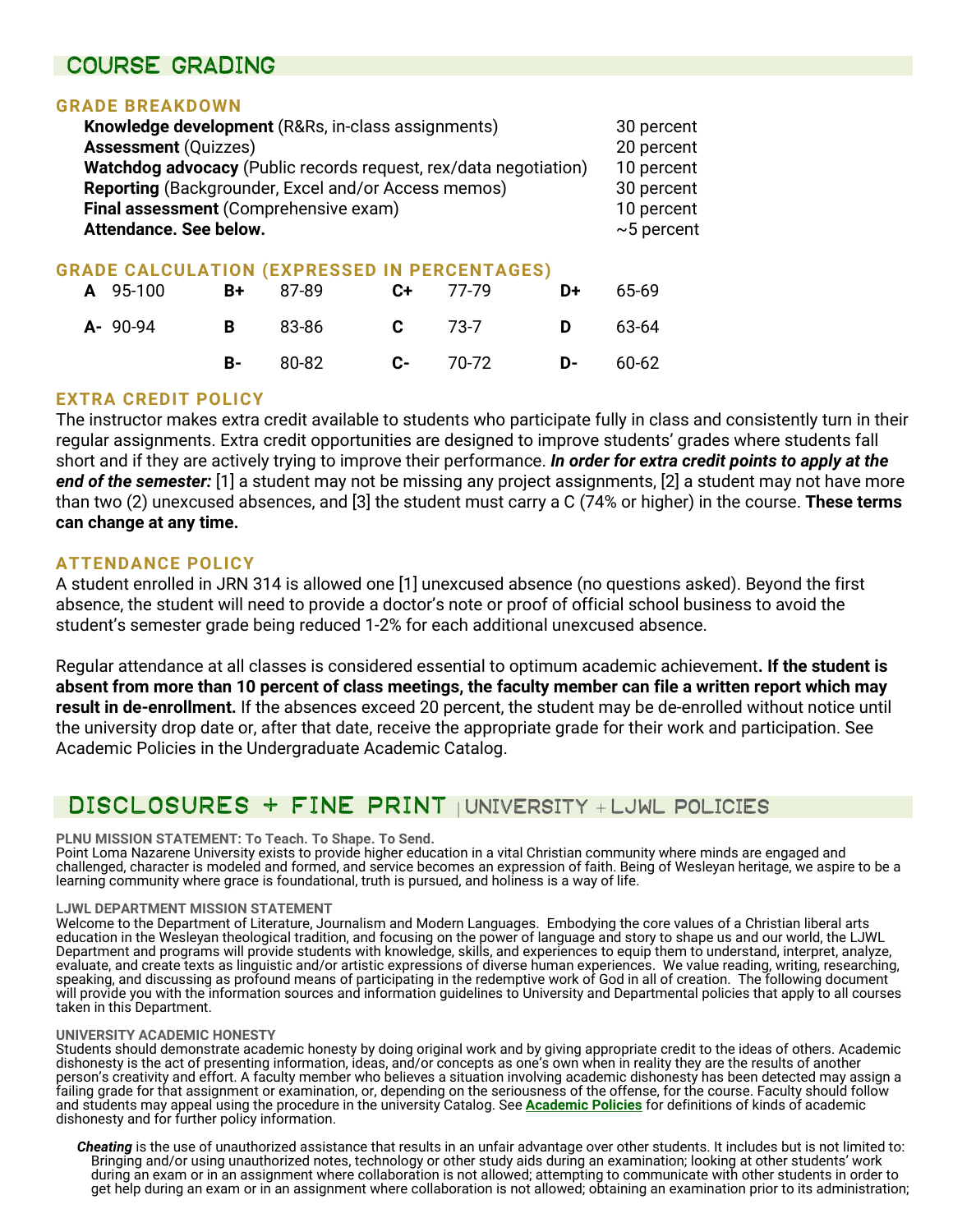## COURSE GRADING

### GRADE BREAKDOWN

| | |
|---|---|
| **Knowledge development** (R&Rs, in-class assignments) | 30 percent |
| **Assessment** (Quizzes) | 20 percent |
| **Watchdog advocacy** (Public records request, rex/data negotiation) | 10 percent |
| **Reporting** (Backgrounder, Excel and/or Access memos) | 30 percent |
| **Final assessment** (Comprehensive exam) | 10 percent |
| **Attendance. See below.** | ~5 percent |

### GRADE CALCULATION (EXPRESSED IN PERCENTAGES)

| | | | | | | | |
|---|---|---|---|---|---|---|---|
| **A** | 95-100 | **B+** | 87-89 | **C+** | 77-79 | **D+** | 65-69 |
| **A-** | 90-94 | **B** | 83-86 | **C** | 73-7 | **D** | 63-64 |
| | | **B-** | 80-82 | **C-** | 70-72 | **D-** | 60-62 |

### EXTRA CREDIT POLICY

The instructor makes extra credit available to students who participate fully in class and consistently turn in their regular assignments. Extra credit opportunities are designed to improve students' grades where students fall short and if they are actively trying to improve their performance. ***In order for extra credit points to apply at the end of the semester:*** [1] a student may not be missing any project assignments, [2] a student may not have more than two (2) unexcused absences, and [3] the student must carry a C (74% or higher) in the course. **These terms can change at any time.**

### ATTENDANCE POLICY

A student enrolled in JRN 314 is allowed one [1] unexcused absence (no questions asked). Beyond the first absence, the student will need to provide a doctor's note or proof of official school business to avoid the student's semester grade being reduced 1-2% for each additional unexcused absence.

Regular attendance at all classes is considered essential to optimum academic achievement**. If the student is absent from more than 10 percent of class meetings, the faculty member can file a written report which may result in de-enrollment.** If the absences exceed 20 percent, the student may be de-enrolled without notice until the university drop date or, after that date, receive the appropriate grade for their work and participation. See Academic Policies in the Undergraduate Academic Catalog.

## DISCLOSURES + FINE PRINT | UNIVERSITY + LJWL POLICIES

**PLNU MISSION STATEMENT: To Teach. To Shape. To Send.**
Point Loma Nazarene University exists to provide higher education in a vital Christian community where minds are engaged and challenged, character is modeled and formed, and service becomes an expression of faith. Being of Wesleyan heritage, we aspire to be a learning community where grace is foundational, truth is pursued, and holiness is a way of life.

**LJWL DEPARTMENT MISSION STATEMENT**
Welcome to the Department of Literature, Journalism and Modern Languages. Embodying the core values of a Christian liberal arts education in the Wesleyan theological tradition, and focusing on the power of language and story to shape us and our world, the LJWL Department and programs will provide students with knowledge, skills, and experiences to equip them to understand, interpret, analyze, evaluate, and create texts as linguistic and/or artistic expressions of diverse human experiences. We value reading, writing, researching, speaking, and discussing as profound means of participating in the redemptive work of God in all of creation. The following document will provide you with the information sources and information guidelines to University and Departmental policies that apply to all courses taken in this Department.

**UNIVERSITY ACADEMIC HONESTY**
Students should demonstrate academic honesty by doing original work and by giving appropriate credit to the ideas of others. Academic dishonesty is the act of presenting information, ideas, and/or concepts as one's own when in reality they are the results of another person's creativity and effort. A faculty member who believes a situation involving academic dishonesty has been detected may assign a failing grade for that assignment or examination, or, depending on the seriousness of the offense, for the course. Faculty should follow and students may appeal using the procedure in the university Catalog. See **Academic Policies** for definitions of kinds of academic dishonesty and for further policy information.

***Cheating*** is the use of unauthorized assistance that results in an unfair advantage over other students. It includes but is not limited to: Bringing and/or using unauthorized notes, technology or other study aids during an examination; looking at other students' work during an exam or in an assignment where collaboration is not allowed; attempting to communicate with other students in order to get help during an exam or in an assignment where collaboration is not allowed; obtaining an examination prior to its administration;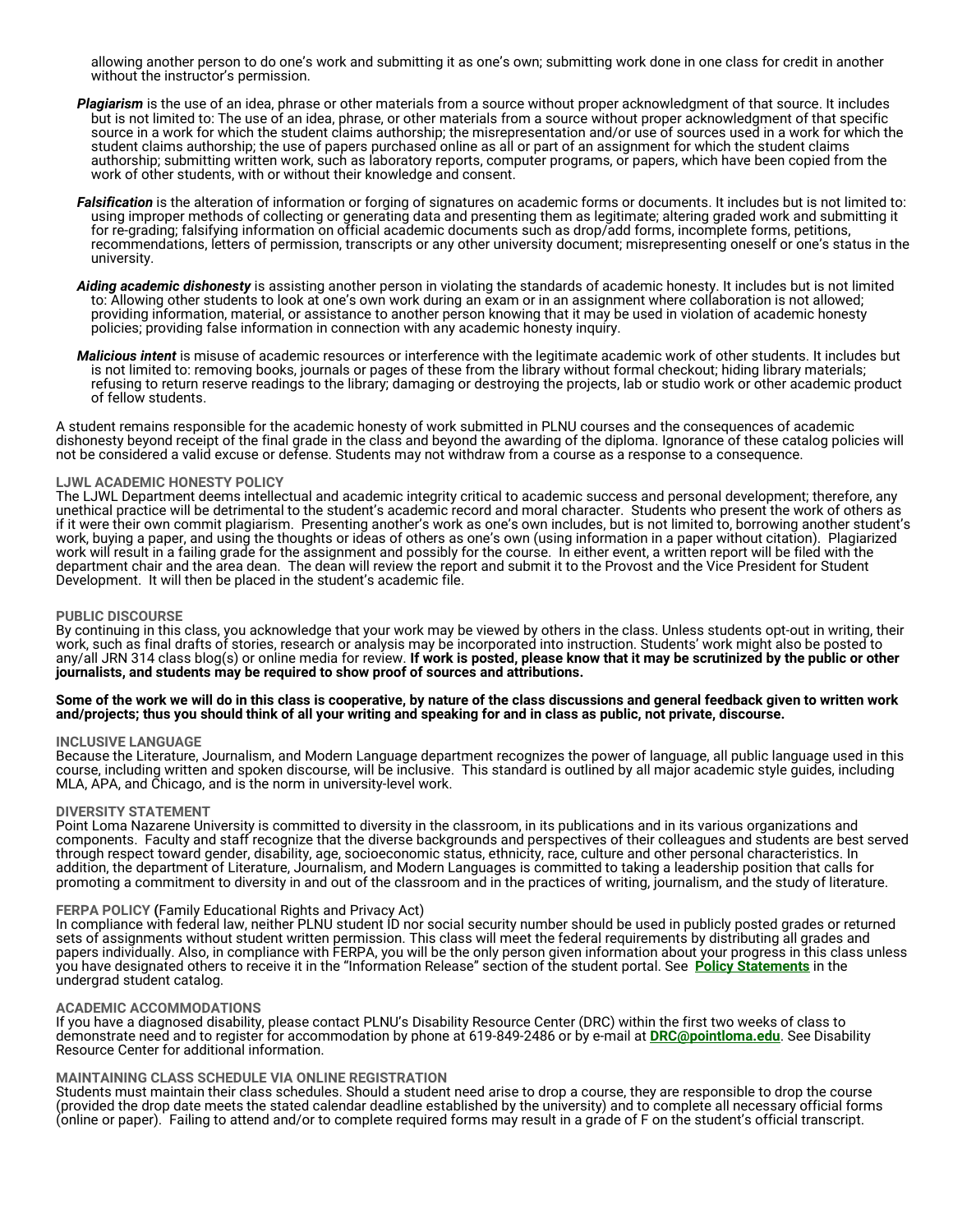allowing another person to do one's work and submitting it as one's own; submitting work done in one class for credit in another without the instructor's permission.

***Plagiarism*** is the use of an idea, phrase or other materials from a source without proper acknowledgment of that source. It includes but is not limited to: The use of an idea, phrase, or other materials from a source without proper acknowledgment of that specific source in a work for which the student claims authorship; the misrepresentation and/or use of sources used in a work for which the student claims authorship; the use of papers purchased online as all or part of an assignment for which the student claims authorship; submitting written work, such as laboratory reports, computer programs, or papers, which have been copied from the work of other students, with or without their knowledge and consent.

***Falsification*** is the alteration of information or forging of signatures on academic forms or documents. It includes but is not limited to: using improper methods of collecting or generating data and presenting them as legitimate; altering graded work and submitting it for re-grading; falsifying information on official academic documents such as drop/add forms, incomplete forms, petitions, recommendations, letters of permission, transcripts or any other university document; misrepresenting oneself or one's status in the university.

***Aiding academic dishonesty*** is assisting another person in violating the standards of academic honesty. It includes but is not limited to: Allowing other students to look at one's own work during an exam or in an assignment where collaboration is not allowed; providing information, material, or assistance to another person knowing that it may be used in violation of academic honesty policies; providing false information in connection with any academic honesty inquiry.

***Malicious intent*** is misuse of academic resources or interference with the legitimate academic work of other students. It includes but is not limited to: removing books, journals or pages of these from the library without formal checkout; hiding library materials; refusing to return reserve readings to the library; damaging or destroying the projects, lab or studio work or other academic product of fellow students.

A student remains responsible for the academic honesty of work submitted in PLNU courses and the consequences of academic dishonesty beyond receipt of the final grade in the class and beyond the awarding of the diploma. Ignorance of these catalog policies will not be considered a valid excuse or defense. Students may not withdraw from a course as a response to a consequence.

**LJWL ACADEMIC HONESTY POLICY**

The LJWL Department deems intellectual and academic integrity critical to academic success and personal development; therefore, any unethical practice will be detrimental to the student's academic record and moral character. Students who present the work of others as if it were their own commit plagiarism. Presenting another's work as one's own includes, but is not limited to, borrowing another student's work, buying a paper, and using the thoughts or ideas of others as one's own (using information in a paper without citation). Plagiarized work will result in a failing grade for the assignment and possibly for the course. In either event, a written report will be filed with the department chair and the area dean. The dean will review the report and submit it to the Provost and the Vice President for Student Development. It will then be placed in the student's academic file.

**PUBLIC DISCOURSE**

By continuing in this class, you acknowledge that your work may be viewed by others in the class. Unless students opt-out in writing, their work, such as final drafts of stories, research or analysis may be incorporated into instruction. Students' work might also be posted to any/all JRN 314 class blog(s) or online media for review. **If work is posted, please know that it may be scrutinized by the public or other journalists, and students may be required to show proof of sources and attributions.**

**Some of the work we will do in this class is cooperative, by nature of the class discussions and general feedback given to written work and/projects; thus you should think of all your writing and speaking for and in class as public, not private, discourse.**

**INCLUSIVE LANGUAGE**

Because the Literature, Journalism, and Modern Language department recognizes the power of language, all public language used in this course, including written and spoken discourse, will be inclusive. This standard is outlined by all major academic style guides, including MLA, APA, and Chicago, and is the norm in university-level work.

**DIVERSITY STATEMENT**

Point Loma Nazarene University is committed to diversity in the classroom, in its publications and in its various organizations and components. Faculty and staff recognize that the diverse backgrounds and perspectives of their colleagues and students are best served through respect toward gender, disability, age, socioeconomic status, ethnicity, race, culture and other personal characteristics. In addition, the department of Literature, Journalism, and Modern Languages is committed to taking a leadership position that calls for promoting a commitment to diversity in and out of the classroom and in the practices of writing, journalism, and the study of literature.

**FERPA POLICY** (Family Educational Rights and Privacy Act)

In compliance with federal law, neither PLNU student ID nor social security number should be used in publicly posted grades or returned sets of assignments without student written permission. This class will meet the federal requirements by distributing all grades and papers individually. Also, in compliance with FERPA, you will be the only person given information about your progress in this class unless you have designated others to receive it in the "Information Release" section of the student portal. See **Policy Statements** in the undergrad student catalog.

**ACADEMIC ACCOMMODATIONS**

If you have a diagnosed disability, please contact PLNU's Disability Resource Center (DRC) within the first two weeks of class to demonstrate need and to register for accommodation by phone at 619-849-2486 or by e-mail at **DRC@pointloma.edu**. See Disability Resource Center for additional information.

**MAINTAINING CLASS SCHEDULE VIA ONLINE REGISTRATION**

Students must maintain their class schedules. Should a student need arise to drop a course, they are responsible to drop the course (provided the drop date meets the stated calendar deadline established by the university) and to complete all necessary official forms (online or paper). Failing to attend and/or to complete required forms may result in a grade of F on the student's official transcript.